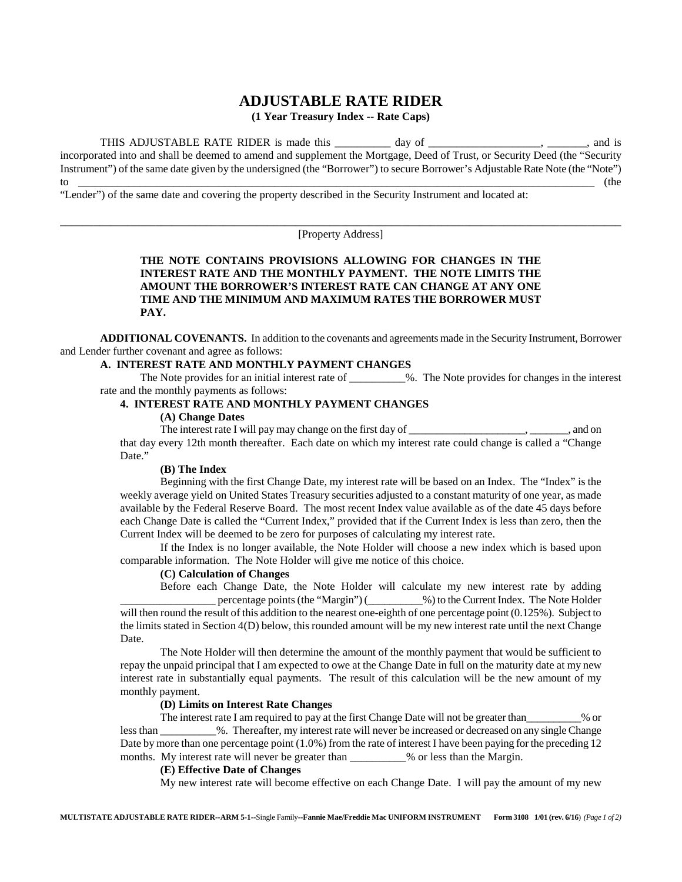# ADJUSTABLE RATE RIDER

**(1 Year Treasury Index -- Rate Caps)**

THIS ADJUSTABLE RATE RIDER is made this __________ day of ____________________, _______, and is incorporated into and shall be deemed to amend and supplement the Mortgage, Deed of Trust, or Security Deed (the "Security Instrument") of the same date given by the undersigned (the "Borrower") to secure Borrower's Adjustable Rate Note (the "Note") to ________________________________________________________________________________________ (the "Lender") of the same date and covering the property described in the Security Instrument and located at:

_______________________________________________________________________________________________

[Property Address]

**THE NOTE CONTAINS PROVISIONS ALLOWING FOR CHANGES IN THE INTEREST RATE AND THE MONTHLY PAYMENT. THE NOTE LIMITS THE AMOUNT THE BORROWER'S INTEREST RATE CAN CHANGE AT ANY ONE TIME AND THE MINIMUM AND MAXIMUM RATES THE BORROWER MUST PAY.**

**ADDITIONAL COVENANTS.** In addition to the covenants and agreements made in the Security Instrument, Borrower and Lender further covenant and agree as follows:

**A. INTEREST RATE AND MONTHLY PAYMENT CHANGES**

The Note provides for an initial interest rate of __________%. The Note provides for changes in the interest rate and the monthly payments as follows:

**4. INTEREST RATE AND MONTHLY PAYMENT CHANGES**

**(A) Change Dates**

The interest rate I will pay may change on the first day of ____________________, _______, and on that day every 12th month thereafter. Each date on which my interest rate could change is called a "Change Date."

**(B) The Index**

Beginning with the first Change Date, my interest rate will be based on an Index. The "Index" is the weekly average yield on United States Treasury securities adjusted to a constant maturity of one year, as made available by the Federal Reserve Board. The most recent Index value available as of the date 45 days before each Change Date is called the "Current Index," provided that if the Current Index is less than zero, then the Current Index will be deemed to be zero for purposes of calculating my interest rate.

If the Index is no longer available, the Note Holder will choose a new index which is based upon comparable information. The Note Holder will give me notice of this choice.

**(C) Calculation of Changes**

Before each Change Date, the Note Holder will calculate my new interest rate by adding _________________ percentage points (the "Margin") (__________%) to the Current Index. The Note Holder will then round the result of this addition to the nearest one-eighth of one percentage point (0.125%). Subject to the limits stated in Section 4(D) below, this rounded amount will be my new interest rate until the next Change Date.

The Note Holder will then determine the amount of the monthly payment that would be sufficient to repay the unpaid principal that I am expected to owe at the Change Date in full on the maturity date at my new interest rate in substantially equal payments. The result of this calculation will be the new amount of my monthly payment.

**(D) Limits on Interest Rate Changes**

The interest rate I am required to pay at the first Change Date will not be greater than__________% or less than __________%. Thereafter, my interest rate will never be increased or decreased on any single Change Date by more than one percentage point (1.0%) from the rate of interest I have been paying for the preceding 12 months. My interest rate will never be greater than __________% or less than the Margin.

**(E) Effective Date of Changes**

My new interest rate will become effective on each Change Date. I will pay the amount of my new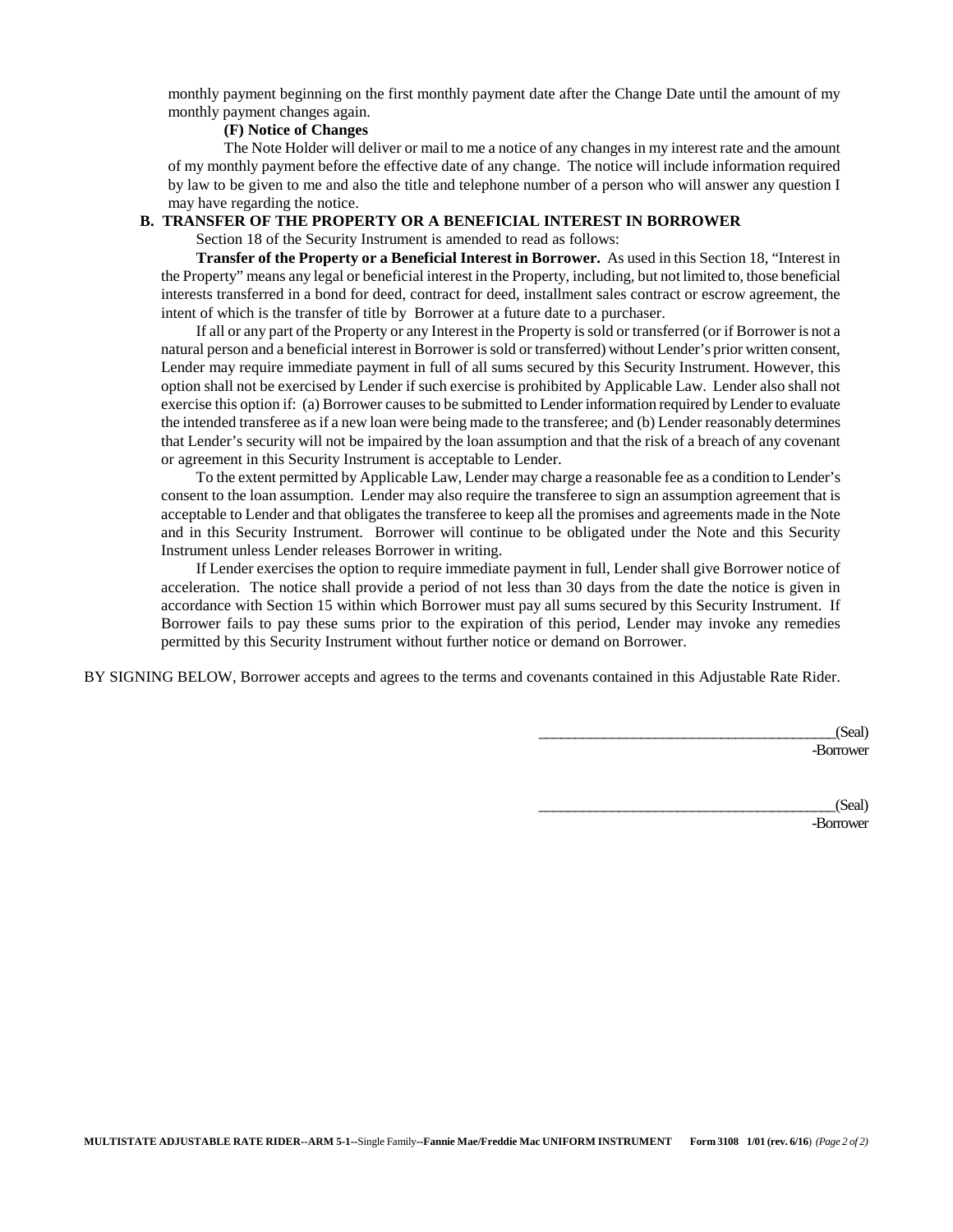monthly payment beginning on the first monthly payment date after the Change Date until the amount of my monthly payment changes again.

**(F) Notice of Changes**

The Note Holder will deliver or mail to me a notice of any changes in my interest rate and the amount of my monthly payment before the effective date of any change. The notice will include information required by law to be given to me and also the title and telephone number of a person who will answer any question I may have regarding the notice.

**B. TRANSFER OF THE PROPERTY OR A BENEFICIAL INTEREST IN BORROWER**

Section 18 of the Security Instrument is amended to read as follows:

**Transfer of the Property or a Beneficial Interest in Borrower.** As used in this Section 18, "Interest in the Property" means any legal or beneficial interest in the Property, including, but not limited to, those beneficial interests transferred in a bond for deed, contract for deed, installment sales contract or escrow agreement, the intent of which is the transfer of title by Borrower at a future date to a purchaser.

If all or any part of the Property or any Interest in the Property is sold or transferred (or if Borrower is not a natural person and a beneficial interest in Borrower is sold or transferred) without Lender's prior written consent, Lender may require immediate payment in full of all sums secured by this Security Instrument. However, this option shall not be exercised by Lender if such exercise is prohibited by Applicable Law. Lender also shall not exercise this option if: (a) Borrower causes to be submitted to Lender information required by Lender to evaluate the intended transferee as if a new loan were being made to the transferee; and (b) Lender reasonably determines that Lender's security will not be impaired by the loan assumption and that the risk of a breach of any covenant or agreement in this Security Instrument is acceptable to Lender.

To the extent permitted by Applicable Law, Lender may charge a reasonable fee as a condition to Lender's consent to the loan assumption. Lender may also require the transferee to sign an assumption agreement that is acceptable to Lender and that obligates the transferee to keep all the promises and agreements made in the Note and in this Security Instrument. Borrower will continue to be obligated under the Note and this Security Instrument unless Lender releases Borrower in writing.

If Lender exercises the option to require immediate payment in full, Lender shall give Borrower notice of acceleration. The notice shall provide a period of not less than 30 days from the date the notice is given in accordance with Section 15 within which Borrower must pay all sums secured by this Security Instrument. If Borrower fails to pay these sums prior to the expiration of this period, Lender may invoke any remedies permitted by this Security Instrument without further notice or demand on Borrower.

BY SIGNING BELOW, Borrower accepts and agrees to the terms and covenants contained in this Adjustable Rate Rider.

_______________________________________(Seal)
-Borrower

_______________________________________(Seal)
-Borrower

**MULTISTATE ADJUSTABLE RATE RIDER--ARM 5-1--**Single Family**--Fannie Mae/Freddie Mac UNIFORM INSTRUMENT Form 3108 1/01 (rev. 6/16)**